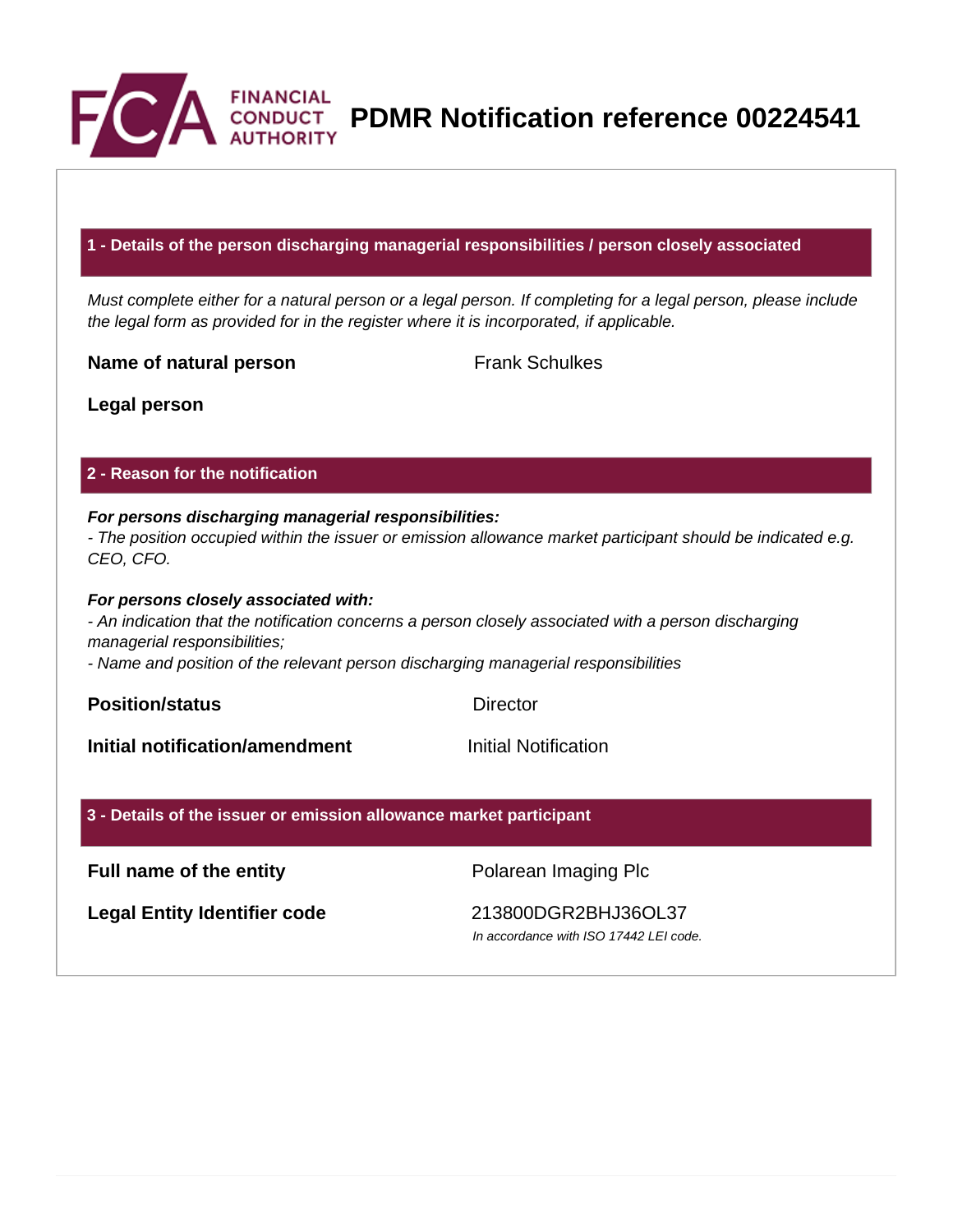# PDMR Notification reference 00224541

## 1 - Details of the person discharging managerial responsibilities / person closely associated

*Must complete either for a natural person or a legal person. If completing for a legal person, please include the legal form as provided for in the register where it is incorporated, if applicable.*

| | |
|---|---|
| **Name of natural person** | Frank Schulkes |
| **Legal person** | |

## 2 - Reason for the notification

***For persons discharging managerial responsibilities:***
*- The position occupied within the issuer or emission allowance market participant should be indicated e.g. CEO, CFO.*

***For persons closely associated with:***
*- An indication that the notification concerns a person closely associated with a person discharging managerial responsibilities;*
*- Name and position of the relevant person discharging managerial responsibilities*

| | |
|---|---|
| **Position/status** | Director |
| **Initial notification/amendment** | Initial Notification |

## 3 - Details of the issuer or emission allowance market participant

| | |
|---|---|
| **Full name of the entity** | Polarean Imaging Plc |
| **Legal Entity Identifier code** | 213800DGR2BHJ36OL37<br>*In accordance with ISO 17442 LEI code.* |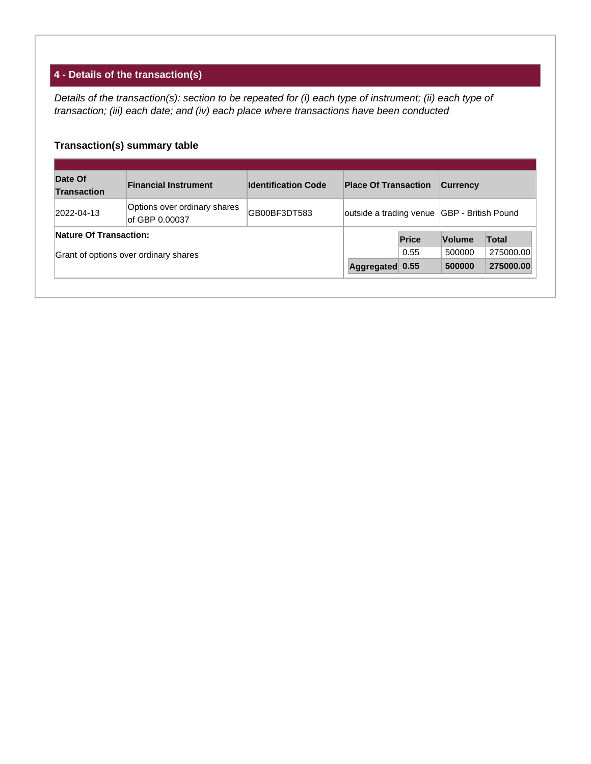## 4 - Details of the transaction(s)

*Details of the transaction(s): section to be repeated for (i) each type of instrument; (ii) each type of transaction; (iii) each date; and (iv) each place where transactions have been conducted*

### Transaction(s) summary table

| Date Of Transaction | Financial Instrument | Identification Code | Place Of Transaction | Currency |
|---|---|---|---|---|
| 2022-04-13 | Options over ordinary shares of GBP 0.00037 | GB00BF3DT583 | outside a trading venue | GBP - British Pound |

**Nature Of Transaction:**

Grant of options over ordinary shares

| | Price | Volume | Total |
|---|---|---|---|
| | 0.55 | 500000 | 275000.00 |
| **Aggregated** | **0.55** | **500000** | **275000.00** |